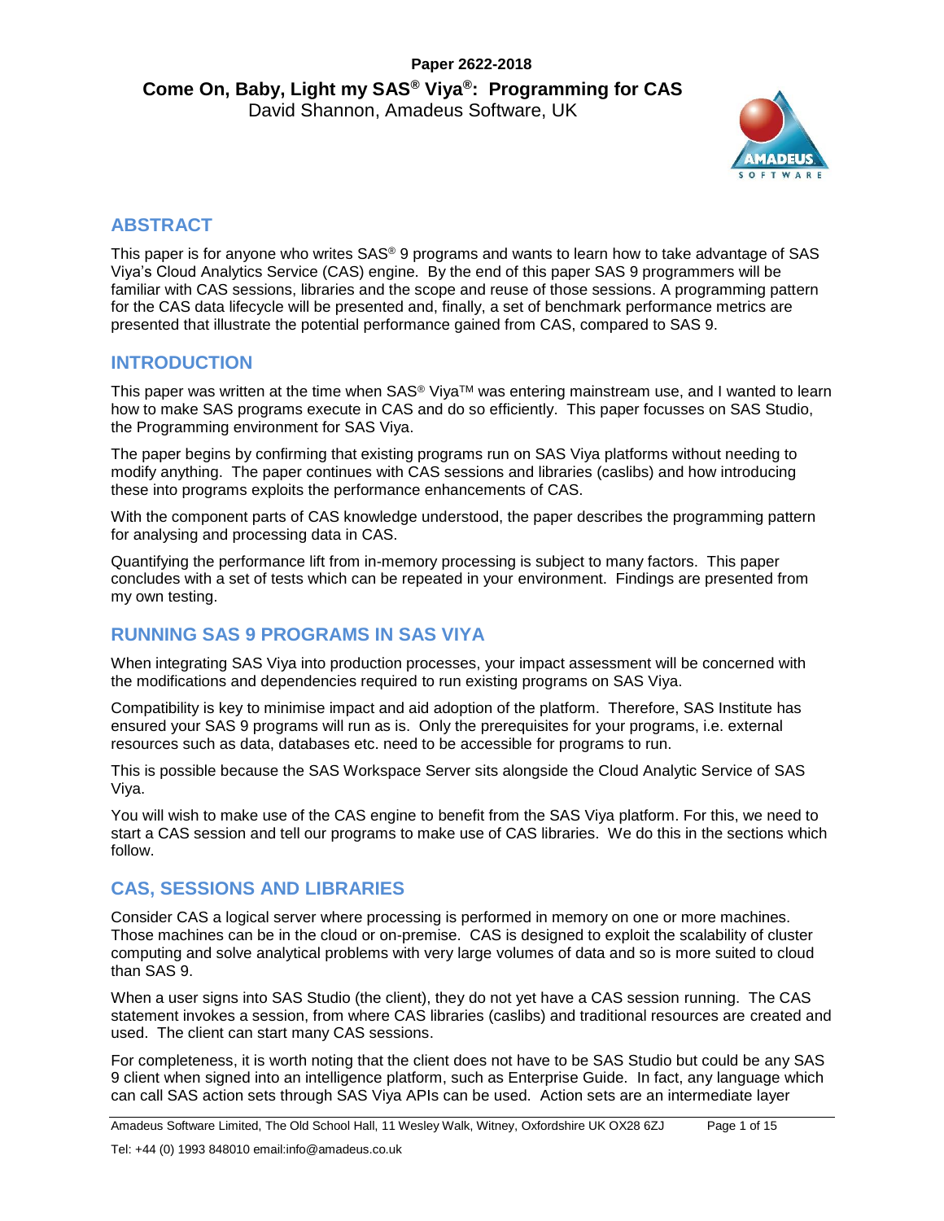**Paper 2622-2018**

# Come On, Baby, Light my SAS® Viya®: Programming for CAS

David Shannon, Amadeus Software, UK

## ABSTRACT

This paper is for anyone who writes SAS® 9 programs and wants to learn how to take advantage of SAS Viya's Cloud Analytics Service (CAS) engine. By the end of this paper SAS 9 programmers will be familiar with CAS sessions, libraries and the scope and reuse of those sessions. A programming pattern for the CAS data lifecycle will be presented and, finally, a set of benchmark performance metrics are presented that illustrate the potential performance gained from CAS, compared to SAS 9.

## INTRODUCTION

This paper was written at the time when SAS® Viya™ was entering mainstream use, and I wanted to learn how to make SAS programs execute in CAS and do so efficiently. This paper focusses on SAS Studio, the Programming environment for SAS Viya.

The paper begins by confirming that existing programs run on SAS Viya platforms without needing to modify anything. The paper continues with CAS sessions and libraries (caslibs) and how introducing these into programs exploits the performance enhancements of CAS.

With the component parts of CAS knowledge understood, the paper describes the programming pattern for analysing and processing data in CAS.

Quantifying the performance lift from in-memory processing is subject to many factors. This paper concludes with a set of tests which can be repeated in your environment. Findings are presented from my own testing.

## RUNNING SAS 9 PROGRAMS IN SAS VIYA

When integrating SAS Viya into production processes, your impact assessment will be concerned with the modifications and dependencies required to run existing programs on SAS Viya.

Compatibility is key to minimise impact and aid adoption of the platform. Therefore, SAS Institute has ensured your SAS 9 programs will run as is. Only the prerequisites for your programs, i.e. external resources such as data, databases etc. need to be accessible for programs to run.

This is possible because the SAS Workspace Server sits alongside the Cloud Analytic Service of SAS Viya.

You will wish to make use of the CAS engine to benefit from the SAS Viya platform. For this, we need to start a CAS session and tell our programs to make use of CAS libraries. We do this in the sections which follow.

## CAS, SESSIONS AND LIBRARIES

Consider CAS a logical server where processing is performed in memory on one or more machines. Those machines can be in the cloud or on-premise. CAS is designed to exploit the scalability of cluster computing and solve analytical problems with very large volumes of data and so is more suited to cloud than SAS 9.

When a user signs into SAS Studio (the client), they do not yet have a CAS session running. The CAS statement invokes a session, from where CAS libraries (caslibs) and traditional resources are created and used. The client can start many CAS sessions.

For completeness, it is worth noting that the client does not have to be SAS Studio but could be any SAS 9 client when signed into an intelligence platform, such as Enterprise Guide. In fact, any language which can call SAS action sets through SAS Viya APIs can be used. Action sets are an intermediate layer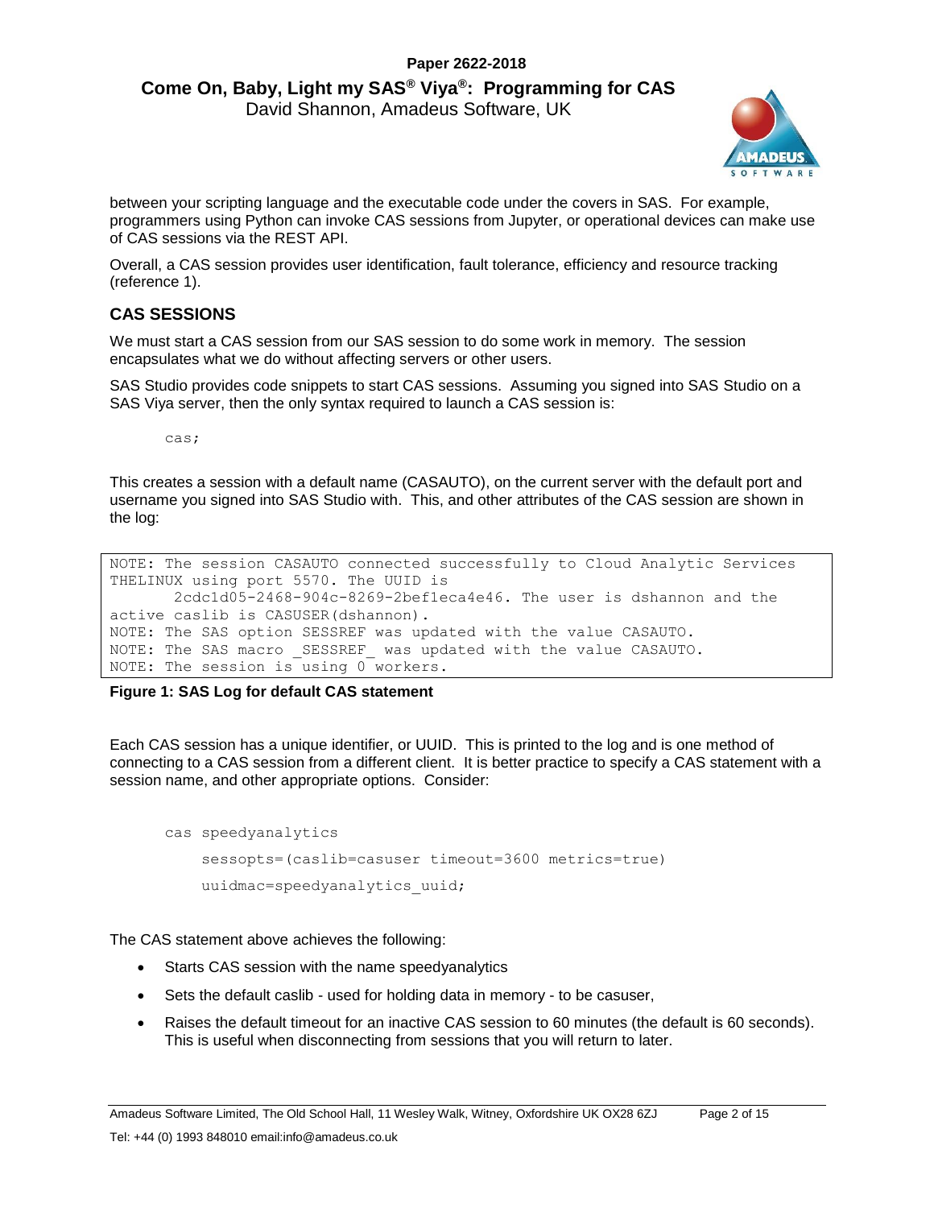between your scripting language and the executable code under the covers in SAS. For example, programmers using Python can invoke CAS sessions from Jupyter, or operational devices can make use of CAS sessions via the REST API.

Overall, a CAS session provides user identification, fault tolerance, efficiency and resource tracking (reference 1).

## CAS SESSIONS

We must start a CAS session from our SAS session to do some work in memory. The session encapsulates what we do without affecting servers or other users.

SAS Studio provides code snippets to start CAS sessions. Assuming you signed into SAS Studio on a SAS Viya server, then the only syntax required to launch a CAS session is:

```
cas;
```

This creates a session with a default name (CASAUTO), on the current server with the default port and username you signed into SAS Studio with. This, and other attributes of the CAS session are shown in the log:

```
NOTE: The session CASAUTO connected successfully to Cloud Analytic Services
THELINUX using port 5570. The UUID is
       2cdc1d05-2468-904c-8269-2bef1eca4e46. The user is dshannon and the
active caslib is CASUSER(dshannon).
NOTE: The SAS option SESSREF was updated with the value CASAUTO.
NOTE: The SAS macro _SESSREF_ was updated with the value CASAUTO.
NOTE: The session is using 0 workers.
```

**Figure 1: SAS Log for default CAS statement**

Each CAS session has a unique identifier, or UUID. This is printed to the log and is one method of connecting to a CAS session from a different client. It is better practice to specify a CAS statement with a session name, and other appropriate options. Consider:

```
cas speedyanalytics
    sessopts=(caslib=casuser timeout=3600 metrics=true)
    uuidmac=speedyanalytics_uuid;
```

The CAS statement above achieves the following:

- Starts CAS session with the name speedyanalytics
- Sets the default caslib - used for holding data in memory - to be casuser,
- Raises the default timeout for an inactive CAS session to 60 minutes (the default is 60 seconds). This is useful when disconnecting from sessions that you will return to later.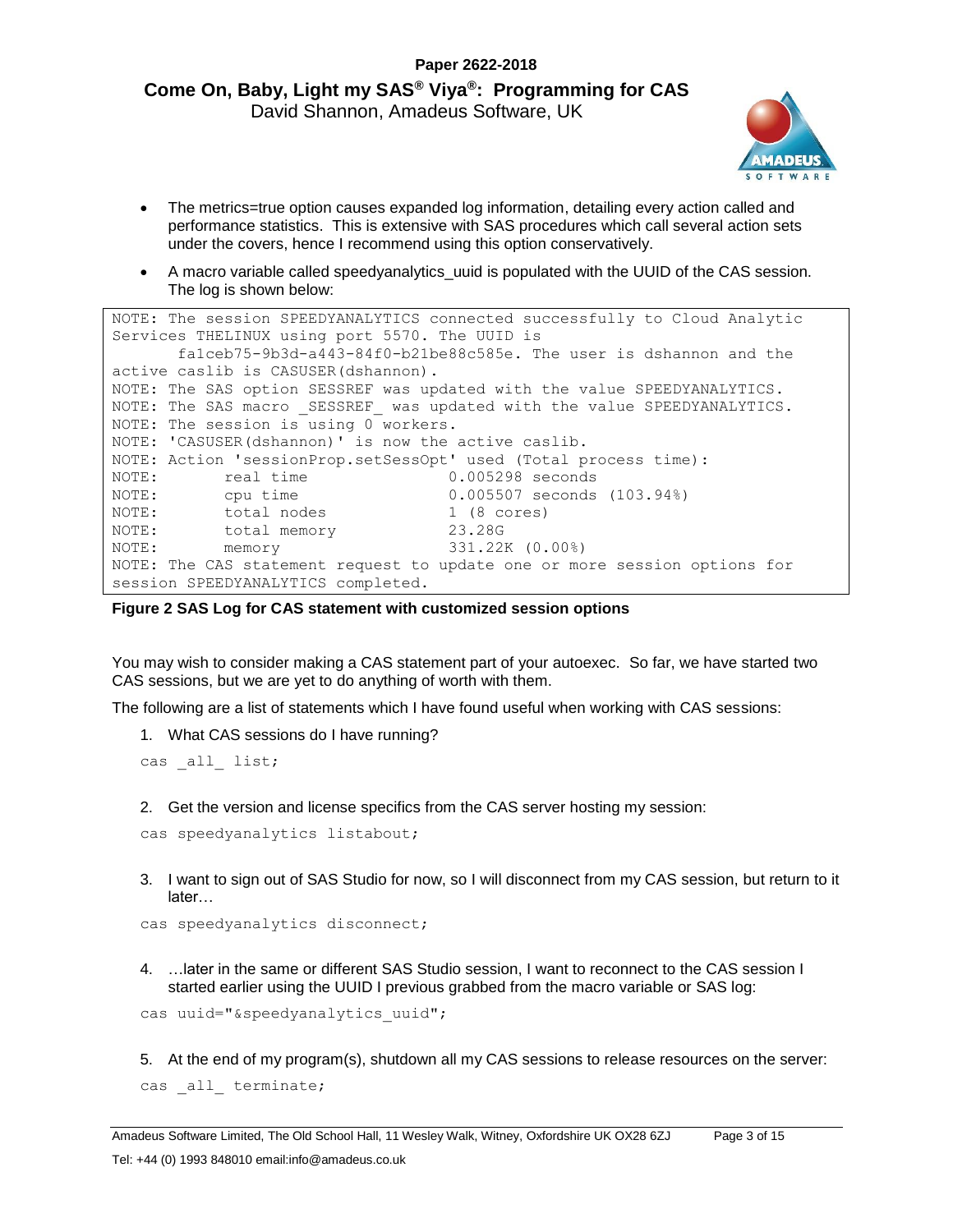- The metrics=true option causes expanded log information, detailing every action called and performance statistics. This is extensive with SAS procedures which call several action sets under the covers, hence I recommend using this option conservatively.
- A macro variable called speedyanalytics_uuid is populated with the UUID of the CAS session. The log is shown below:

```
NOTE: The session SPEEDYANALYTICS connected successfully to Cloud Analytic
Services THELINUX using port 5570. The UUID is
       fa1ceb75-9b3d-a443-84f0-b21be88c585e. The user is dshannon and the
active caslib is CASUSER(dshannon).
NOTE: The SAS option SESSREF was updated with the value SPEEDYANALYTICS.
NOTE: The SAS macro _SESSREF_ was updated with the value SPEEDYANALYTICS.
NOTE: The session is using 0 workers.
NOTE: 'CASUSER(dshannon)' is now the active caslib.
NOTE: Action 'sessionProp.setSessOpt' used (Total process time):
NOTE:       real time               0.005298 seconds
NOTE:       cpu time                0.005507 seconds (103.94%)
NOTE:       total nodes             1 (8 cores)
NOTE:       total memory            23.28G
NOTE:       memory                  331.22K (0.00%)
NOTE: The CAS statement request to update one or more session options for
session SPEEDYANALYTICS completed.
```

**Figure 2 SAS Log for CAS statement with customized session options**

You may wish to consider making a CAS statement part of your autoexec. So far, we have started two CAS sessions, but we are yet to do anything of worth with them.

The following are a list of statements which I have found useful when working with CAS sessions:

1. What CAS sessions do I have running?

```
cas _all_ list;
```

2. Get the version and license specifics from the CAS server hosting my session:

```
cas speedyanalytics listabout;
```

3. I want to sign out of SAS Studio for now, so I will disconnect from my CAS session, but return to it later…

```
cas speedyanalytics disconnect;
```

4. …later in the same or different SAS Studio session, I want to reconnect to the CAS session I started earlier using the UUID I previous grabbed from the macro variable or SAS log:

```
cas uuid="&speedyanalytics_uuid";
```

5. At the end of my program(s), shutdown all my CAS sessions to release resources on the server:

```
cas _all_ terminate;
```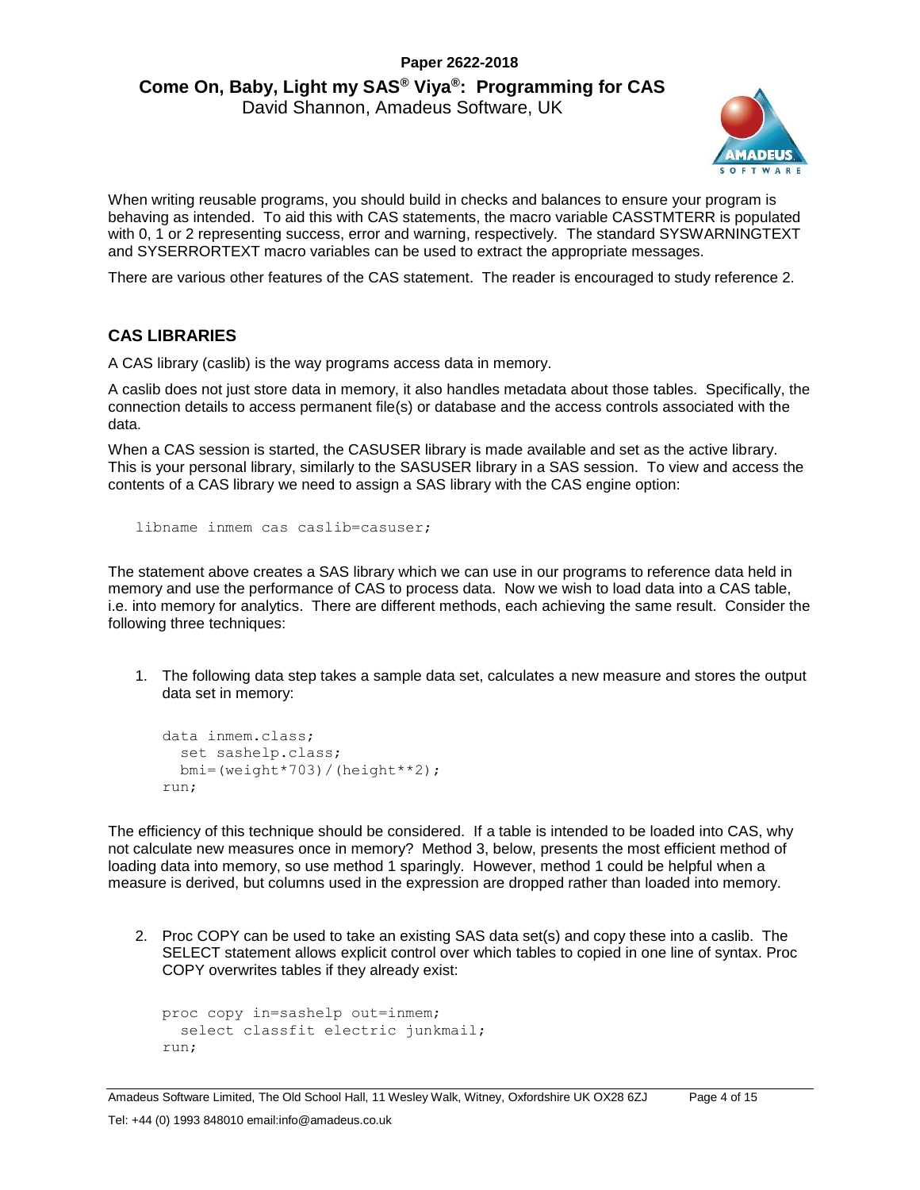When writing reusable programs, you should build in checks and balances to ensure your program is behaving as intended. To aid this with CAS statements, the macro variable CASSTMTERR is populated with 0, 1 or 2 representing success, error and warning, respectively. The standard SYSWARNINGTEXT and SYSERRORTEXT macro variables can be used to extract the appropriate messages.

There are various other features of the CAS statement. The reader is encouraged to study reference 2.

## CAS LIBRARIES

A CAS library (caslib) is the way programs access data in memory.

A caslib does not just store data in memory, it also handles metadata about those tables. Specifically, the connection details to access permanent file(s) or database and the access controls associated with the data.

When a CAS session is started, the CASUSER library is made available and set as the active library. This is your personal library, similarly to the SASUSER library in a SAS session. To view and access the contents of a CAS library we need to assign a SAS library with the CAS engine option:

```
libname inmem cas caslib=casuser;
```

The statement above creates a SAS library which we can use in our programs to reference data held in memory and use the performance of CAS to process data. Now we wish to load data into a CAS table, i.e. into memory for analytics. There are different methods, each achieving the same result. Consider the following three techniques:

1. The following data step takes a sample data set, calculates a new measure and stores the output data set in memory:

```
data inmem.class;
  set sashelp.class;
  bmi=(weight*703)/(height**2);
run;
```

The efficiency of this technique should be considered. If a table is intended to be loaded into CAS, why not calculate new measures once in memory? Method 3, below, presents the most efficient method of loading data into memory, so use method 1 sparingly. However, method 1 could be helpful when a measure is derived, but columns used in the expression are dropped rather than loaded into memory.

2. Proc COPY can be used to take an existing SAS data set(s) and copy these into a caslib. The SELECT statement allows explicit control over which tables to copied in one line of syntax. Proc COPY overwrites tables if they already exist:

```
proc copy in=sashelp out=inmem;
  select classfit electric junkmail;
run;
```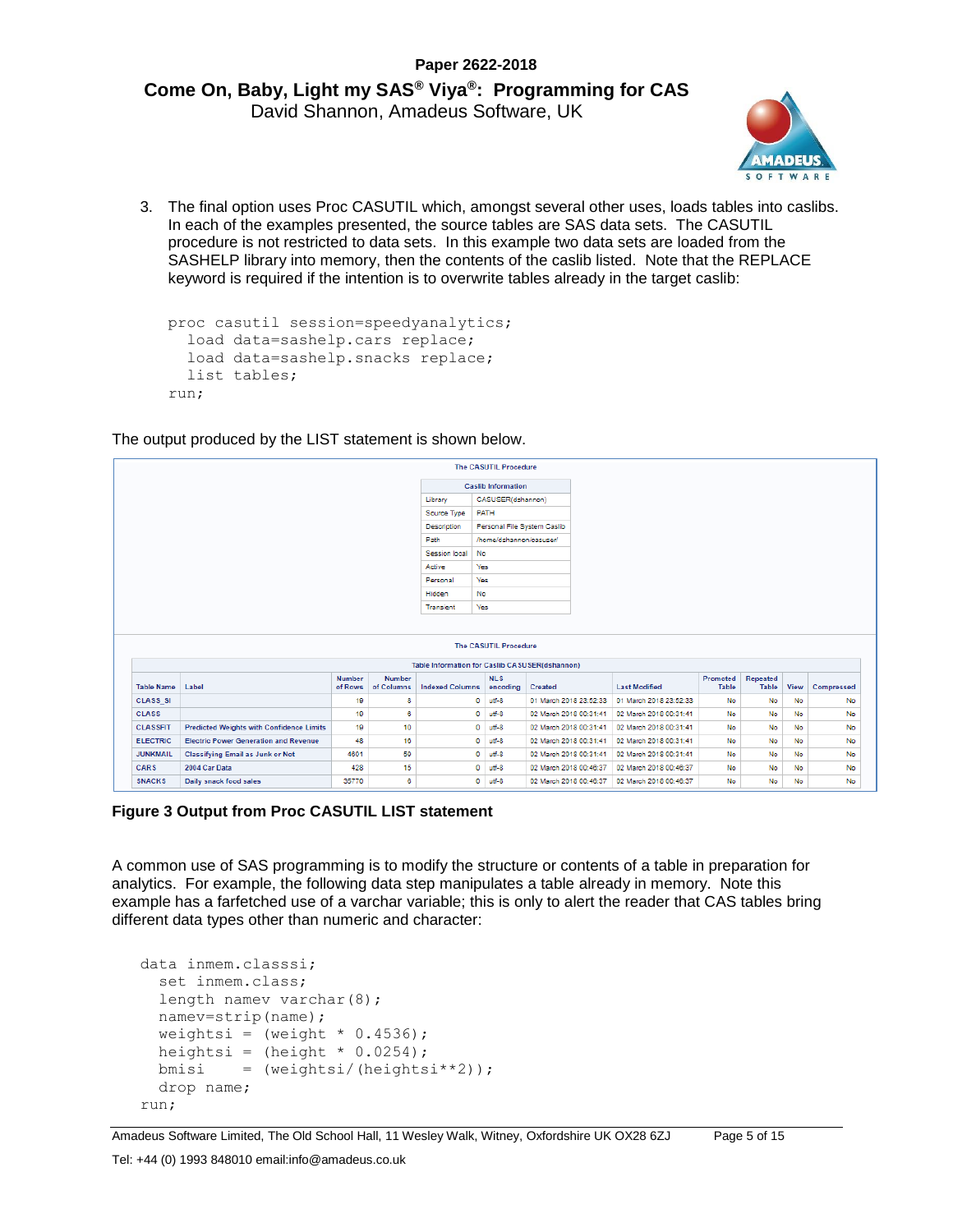3. The final option uses Proc CASUTIL which, amongst several other uses, loads tables into caslibs. In each of the examples presented, the source tables are SAS data sets. The CASUTIL procedure is not restricted to data sets. In this example two data sets are loaded from the SASHELP library into memory, then the contents of the caslib listed. Note that the REPLACE keyword is required if the intention is to overwrite tables already in the target caslib:

```
proc casutil session=speedyanalytics;
  load data=sashelp.cars replace;
  load data=sashelp.snacks replace;
  list tables;
run;
```

The output produced by the LIST statement is shown below.

The CASUTIL Procedure

| Caslib Information | |
|---|---|
| Library | CASUSER(dshannon) |
| Source Type | PATH |
| Description | Personal File System Caslib |
| Path | /home/dshannon/casuser/ |
| Session local | No |
| Active | Yes |
| Personal | Yes |
| Hidden | No |
| Transient | Yes |

The CASUTIL Procedure

Table Information for Caslib CASUSER(dshannon)

| Table Name | Label | Number of Rows | Number of Columns | Indexed Columns | NLS encoding | Created | Last Modified | Promoted Table | Repeated Table | View | Compressed |
|---|---|---|---|---|---|---|---|---|---|---|---|
| CLASS_SI | | 19 | 8 | 0 | utf-8 | 01 March 2018 23:52:33 | 01 March 2018 23:52:33 | No | No | No | No |
| CLASS | | 19 | 5 | 0 | utf-8 | 02 March 2018 00:31:41 | 02 March 2018 00:31:41 | No | No | No | No |
| CLASSFIT | Predicted Weights with Confidence Limits | 19 | 10 | 0 | utf-8 | 02 March 2018 00:31:41 | 02 March 2018 00:31:41 | No | No | No | No |
| ELECTRIC | Electric Power Generation and Revenue | 48 | 10 | 0 | utf-8 | 02 March 2018 00:31:41 | 02 March 2018 00:31:41 | No | No | No | No |
| JUNKMAIL | Classifying Email as Junk or Not | 4601 | 59 | 0 | utf-8 | 02 March 2018 00:31:41 | 02 March 2018 00:31:41 | No | No | No | No |
| CARS | 2004 Car Data | 428 | 15 | 0 | utf-8 | 02 March 2018 00:46:37 | 02 March 2018 00:46:37 | No | No | No | No |
| SNACKS | Daily snack food sales | 35770 | 6 | 0 | utf-8 | 02 March 2018 00:46:37 | 02 March 2018 00:46:37 | No | No | No | No |

**Figure 3 Output from Proc CASUTIL LIST statement**

A common use of SAS programming is to modify the structure or contents of a table in preparation for analytics. For example, the following data step manipulates a table already in memory. Note this example has a farfetched use of a varchar variable; this is only to alert the reader that CAS tables bring different data types other than numeric and character:

```
data inmem.classsi;
  set inmem.class;
  length namev varchar(8);
  namev=strip(name);
  weightsi = (weight * 0.4536);
  heightsi = (height * 0.0254);
  bmisi    = (weightsi/(heightsi**2));
  drop name;
run;
```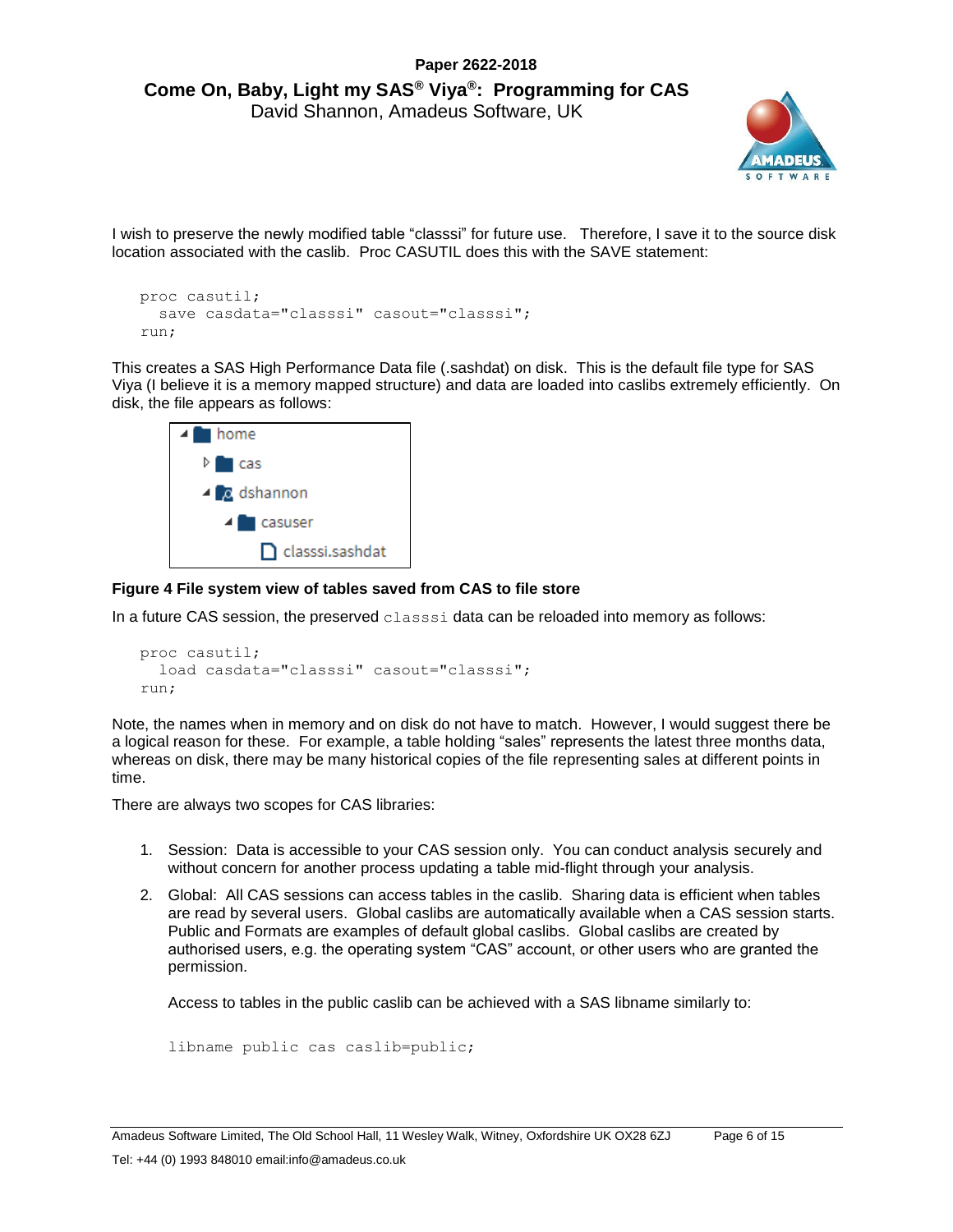I wish to preserve the newly modified table "classsi" for future use. Therefore, I save it to the source disk location associated with the caslib. Proc CASUTIL does this with the SAVE statement:

```
proc casutil;
  save casdata="classsi" casout="classsi";
run;
```

This creates a SAS High Performance Data file (.sashdat) on disk. This is the default file type for SAS Viya (I believe it is a memory mapped structure) and data are loaded into caslibs extremely efficiently. On disk, the file appears as follows:

```
home
  cas
  dshannon
    casuser
      classsi.sashdat
```

**Figure 4 File system view of tables saved from CAS to file store**

In a future CAS session, the preserved `classsi` data can be reloaded into memory as follows:

```
proc casutil;
  load casdata="classsi" casout="classsi";
run;
```

Note, the names when in memory and on disk do not have to match. However, I would suggest there be a logical reason for these. For example, a table holding "sales" represents the latest three months data, whereas on disk, there may be many historical copies of the file representing sales at different points in time.

There are always two scopes for CAS libraries:

1. Session: Data is accessible to your CAS session only. You can conduct analysis securely and without concern for another process updating a table mid-flight through your analysis.
2. Global: All CAS sessions can access tables in the caslib. Sharing data is efficient when tables are read by several users. Global caslibs are automatically available when a CAS session starts. Public and Formats are examples of default global caslibs. Global caslibs are created by authorised users, e.g. the operating system "CAS" account, or other users who are granted the permission.

   Access to tables in the public caslib can be achieved with a SAS libname similarly to:

   ```
   libname public cas caslib=public;
   ```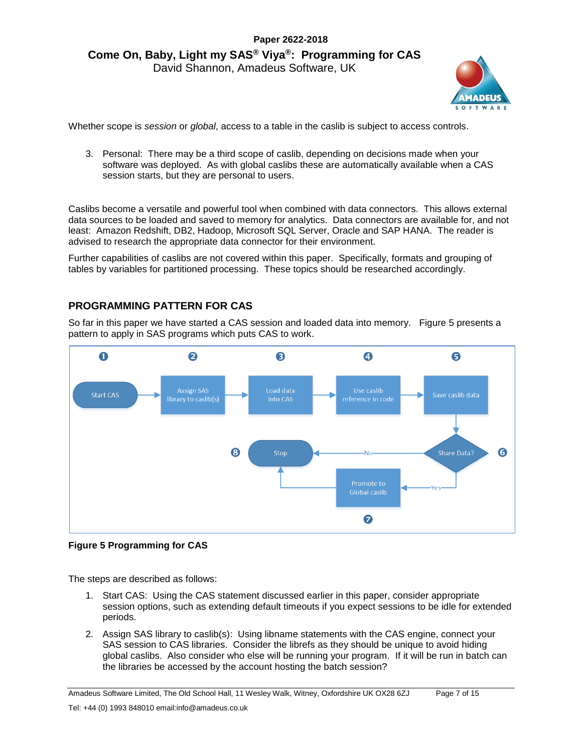Whether scope is *session* or *global*, access to a table in the caslib is subject to access controls.

3. Personal: There may be a third scope of caslib, depending on decisions made when your software was deployed. As with global caslibs these are automatically available when a CAS session starts, but they are personal to users.

Caslibs become a versatile and powerful tool when combined with data connectors. This allows external data sources to be loaded and saved to memory for analytics. Data connectors are available for, and not least: Amazon Redshift, DB2, Hadoop, Microsoft SQL Server, Oracle and SAP HANA. The reader is advised to research the appropriate data connector for their environment.

Further capabilities of caslibs are not covered within this paper. Specifically, formats and grouping of tables by variables for partitioned processing. These topics should be researched accordingly.

## PROGRAMMING PATTERN FOR CAS

So far in this paper we have started a CAS session and loaded data into memory. Figure 5 presents a pattern to apply in SAS programs which puts CAS to work.

**Figure 5 Programming for CAS**

The steps are described as follows:

1. Start CAS: Using the CAS statement discussed earlier in this paper, consider appropriate session options, such as extending default timeouts if you expect sessions to be idle for extended periods.
2. Assign SAS library to caslib(s): Using libname statements with the CAS engine, connect your SAS session to CAS libraries. Consider the librefs as they should be unique to avoid hiding global caslibs. Also consider who else will be running your program. If it will be run in batch can the libraries be accessed by the account hosting the batch session?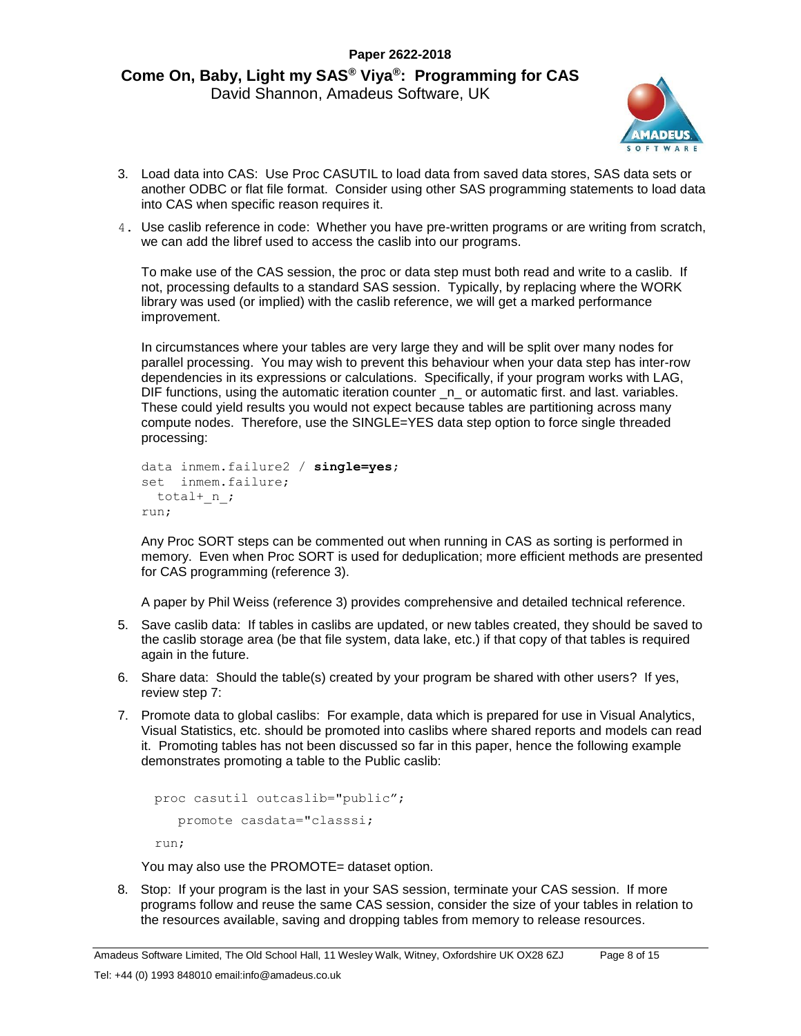3. Load data into CAS: Use Proc CASUTIL to load data from saved data stores, SAS data sets or another ODBC or flat file format. Consider using other SAS programming statements to load data into CAS when specific reason requires it.

4. Use caslib reference in code: Whether you have pre-written programs or are writing from scratch, we can add the libref used to access the caslib into our programs.

   To make use of the CAS session, the proc or data step must both read and write to a caslib. If not, processing defaults to a standard SAS session. Typically, by replacing where the WORK library was used (or implied) with the caslib reference, we will get a marked performance improvement.

   In circumstances where your tables are very large they and will be split over many nodes for parallel processing. You may wish to prevent this behaviour when your data step has inter-row dependencies in its expressions or calculations. Specifically, if your program works with LAG, DIF functions, using the automatic iteration counter _n_ or automatic first. and last. variables. These could yield results you would not expect because tables are partitioning across many compute nodes. Therefore, use the SINGLE=YES data step option to force single threaded processing:

   ```
   data inmem.failure2 / single=yes;
   set  inmem.failure;
     total+_n_;
   run;
   ```

   Any Proc SORT steps can be commented out when running in CAS as sorting is performed in memory. Even when Proc SORT is used for deduplication; more efficient methods are presented for CAS programming (reference 3).

   A paper by Phil Weiss (reference 3) provides comprehensive and detailed technical reference.

5. Save caslib data: If tables in caslibs are updated, or new tables created, they should be saved to the caslib storage area (be that file system, data lake, etc.) if that copy of that tables is required again in the future.

6. Share data: Should the table(s) created by your program be shared with other users? If yes, review step 7:

7. Promote data to global caslibs: For example, data which is prepared for use in Visual Analytics, Visual Statistics, etc. should be promoted into caslibs where shared reports and models can read it. Promoting tables has not been discussed so far in this paper, hence the following example demonstrates promoting a table to the Public caslib:

   ```
   proc casutil outcaslib="public";
      promote casdata="classsi;
   run;
   ```

   You may also use the PROMOTE= dataset option.

8. Stop: If your program is the last in your SAS session, terminate your CAS session. If more programs follow and reuse the same CAS session, consider the size of your tables in relation to the resources available, saving and dropping tables from memory to release resources.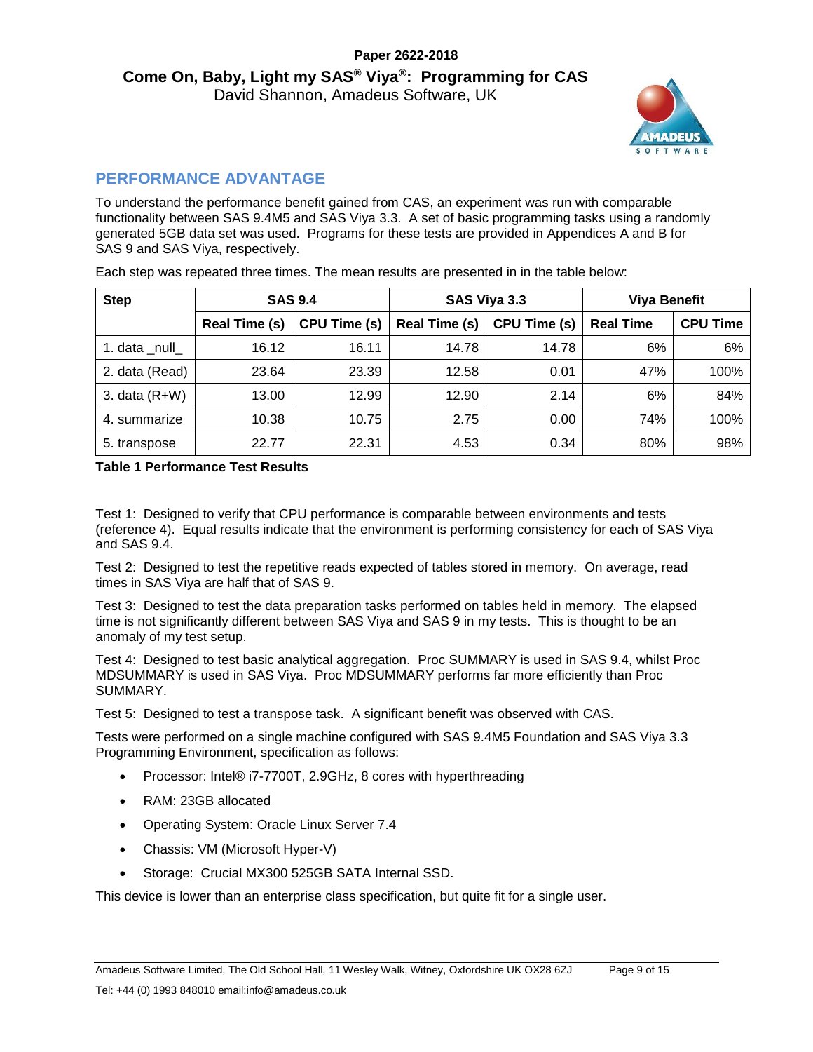# Paper 2622-2018

## Come On, Baby, Light my SAS® Viya®: Programming for CAS

David Shannon, Amadeus Software, UK

## PERFORMANCE ADVANTAGE

To understand the performance benefit gained from CAS, an experiment was run with comparable functionality between SAS 9.4M5 and SAS Viya 3.3. A set of basic programming tasks using a randomly generated 5GB data set was used. Programs for these tests are provided in Appendices A and B for SAS 9 and SAS Viya, respectively.

Each step was repeated three times. The mean results are presented in in the table below:

| Step | SAS 9.4 | | SAS Viya 3.3 | | Viya Benefit | |
|---|---|---|---|---|---|---|
| | Real Time (s) | CPU Time (s) | Real Time (s) | CPU Time (s) | Real Time | CPU Time |
| 1. data _null_ | 16.12 | 16.11 | 14.78 | 14.78 | 6% | 6% |
| 2. data (Read) | 23.64 | 23.39 | 12.58 | 0.01 | 47% | 100% |
| 3. data (R+W) | 13.00 | 12.99 | 12.90 | 2.14 | 6% | 84% |
| 4. summarize | 10.38 | 10.75 | 2.75 | 0.00 | 74% | 100% |
| 5. transpose | 22.77 | 22.31 | 4.53 | 0.34 | 80% | 98% |

**Table 1 Performance Test Results**

Test 1: Designed to verify that CPU performance is comparable between environments and tests (reference 4). Equal results indicate that the environment is performing consistency for each of SAS Viya and SAS 9.4.

Test 2: Designed to test the repetitive reads expected of tables stored in memory. On average, read times in SAS Viya are half that of SAS 9.

Test 3: Designed to test the data preparation tasks performed on tables held in memory. The elapsed time is not significantly different between SAS Viya and SAS 9 in my tests. This is thought to be an anomaly of my test setup.

Test 4: Designed to test basic analytical aggregation. Proc SUMMARY is used in SAS 9.4, whilst Proc MDSUMMARY is used in SAS Viya. Proc MDSUMMARY performs far more efficiently than Proc SUMMARY.

Test 5: Designed to test a transpose task. A significant benefit was observed with CAS.

Tests were performed on a single machine configured with SAS 9.4M5 Foundation and SAS Viya 3.3 Programming Environment, specification as follows:

- Processor: Intel® i7-7700T, 2.9GHz, 8 cores with hyperthreading
- RAM: 23GB allocated
- Operating System: Oracle Linux Server 7.4
- Chassis: VM (Microsoft Hyper-V)
- Storage: Crucial MX300 525GB SATA Internal SSD.

This device is lower than an enterprise class specification, but quite fit for a single user.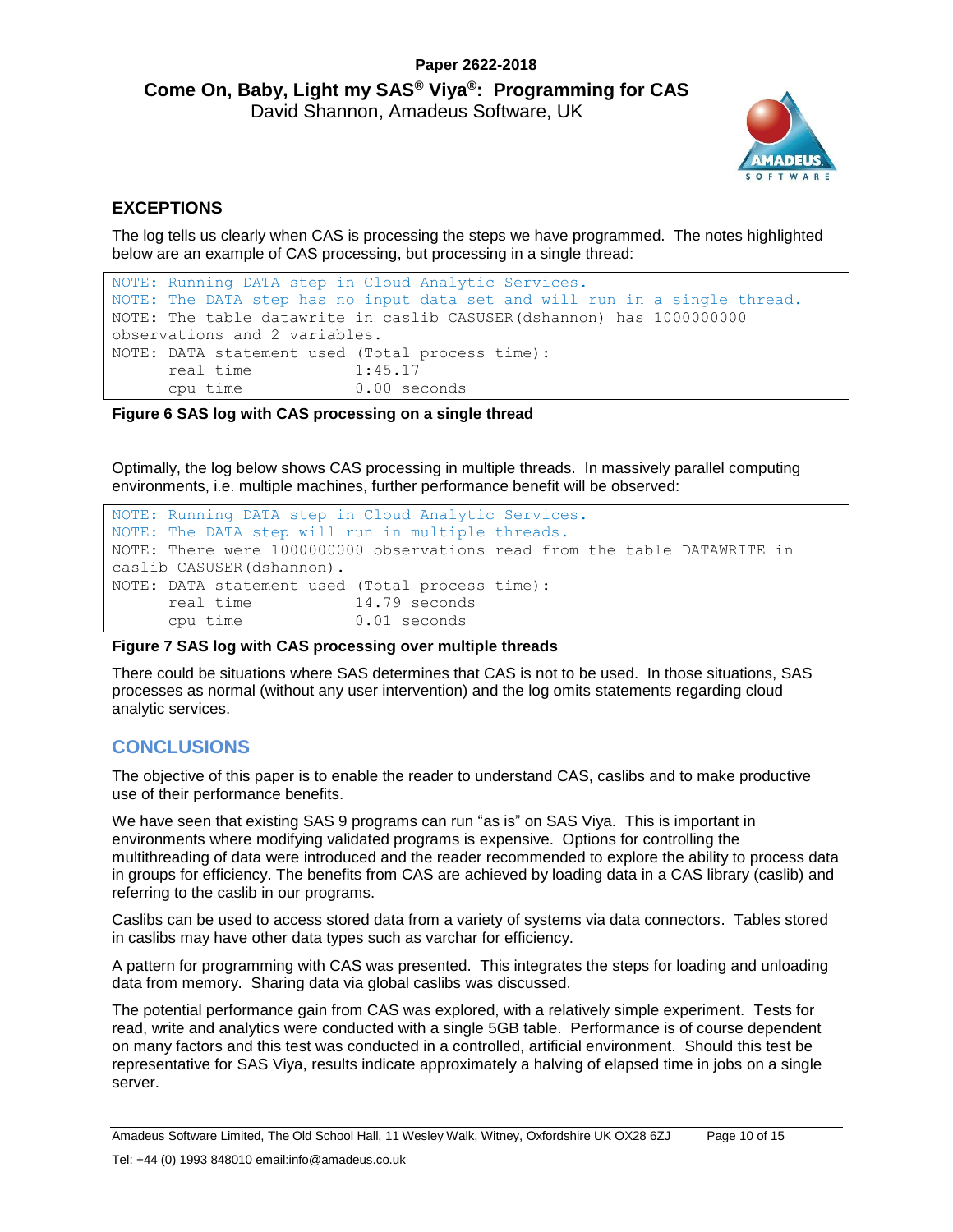## EXCEPTIONS

The log tells us clearly when CAS is processing the steps we have programmed. The notes highlighted below are an example of CAS processing, but processing in a single thread:

```
NOTE: Running DATA step in Cloud Analytic Services.
NOTE: The DATA step has no input data set and will run in a single thread.
NOTE: The table datawrite in caslib CASUSER(dshannon) has 1000000000
observations and 2 variables.
NOTE: DATA statement used (Total process time):
      real time           1:45.17
      cpu time            0.00 seconds
```

**Figure 6 SAS log with CAS processing on a single thread**

Optimally, the log below shows CAS processing in multiple threads. In massively parallel computing environments, i.e. multiple machines, further performance benefit will be observed:

```
NOTE: Running DATA step in Cloud Analytic Services.
NOTE: The DATA step will run in multiple threads.
NOTE: There were 1000000000 observations read from the table DATAWRITE in
caslib CASUSER(dshannon).
NOTE: DATA statement used (Total process time):
      real time           14.79 seconds
      cpu time            0.01 seconds
```

**Figure 7 SAS log with CAS processing over multiple threads**

There could be situations where SAS determines that CAS is not to be used. In those situations, SAS processes as normal (without any user intervention) and the log omits statements regarding cloud analytic services.

## CONCLUSIONS

The objective of this paper is to enable the reader to understand CAS, caslibs and to make productive use of their performance benefits.

We have seen that existing SAS 9 programs can run "as is" on SAS Viya. This is important in environments where modifying validated programs is expensive. Options for controlling the multithreading of data were introduced and the reader recommended to explore the ability to process data in groups for efficiency. The benefits from CAS are achieved by loading data in a CAS library (caslib) and referring to the caslib in our programs.

Caslibs can be used to access stored data from a variety of systems via data connectors. Tables stored in caslibs may have other data types such as varchar for efficiency.

A pattern for programming with CAS was presented. This integrates the steps for loading and unloading data from memory. Sharing data via global caslibs was discussed.

The potential performance gain from CAS was explored, with a relatively simple experiment. Tests for read, write and analytics were conducted with a single 5GB table. Performance is of course dependent on many factors and this test was conducted in a controlled, artificial environment. Should this test be representative for SAS Viya, results indicate approximately a halving of elapsed time in jobs on a single server.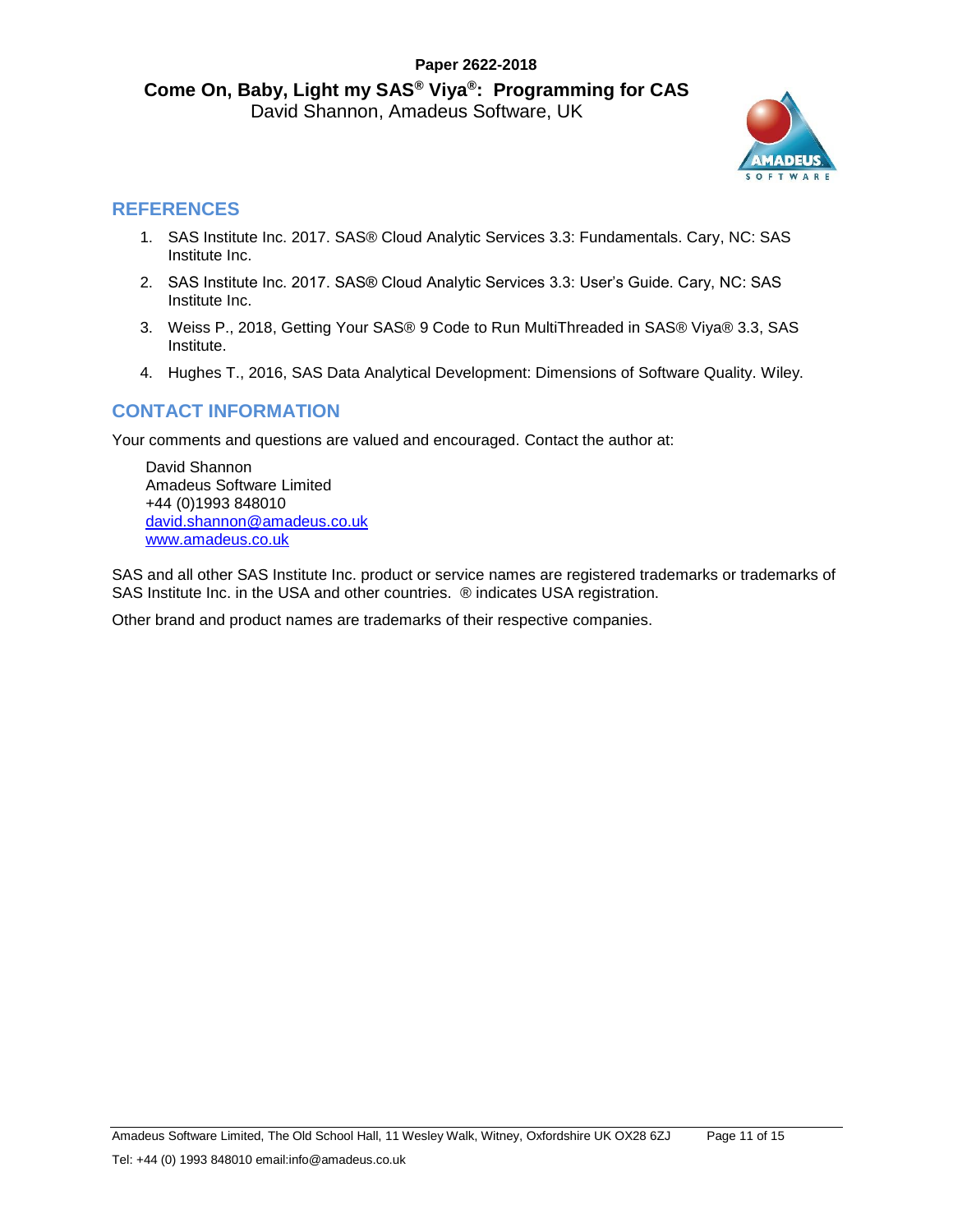## REFERENCES

1. SAS Institute Inc. 2017. SAS® Cloud Analytic Services 3.3: Fundamentals. Cary, NC: SAS Institute Inc.
2. SAS Institute Inc. 2017. SAS® Cloud Analytic Services 3.3: User's Guide. Cary, NC: SAS Institute Inc.
3. Weiss P., 2018, Getting Your SAS® 9 Code to Run MultiThreaded in SAS® Viya® 3.3, SAS Institute.
4. Hughes T., 2016, SAS Data Analytical Development: Dimensions of Software Quality. Wiley.

## CONTACT INFORMATION

Your comments and questions are valued and encouraged. Contact the author at:

David Shannon
Amadeus Software Limited
+44 (0)1993 848010
david.shannon@amadeus.co.uk
www.amadeus.co.uk

SAS and all other SAS Institute Inc. product or service names are registered trademarks or trademarks of SAS Institute Inc. in the USA and other countries. ® indicates USA registration.

Other brand and product names are trademarks of their respective companies.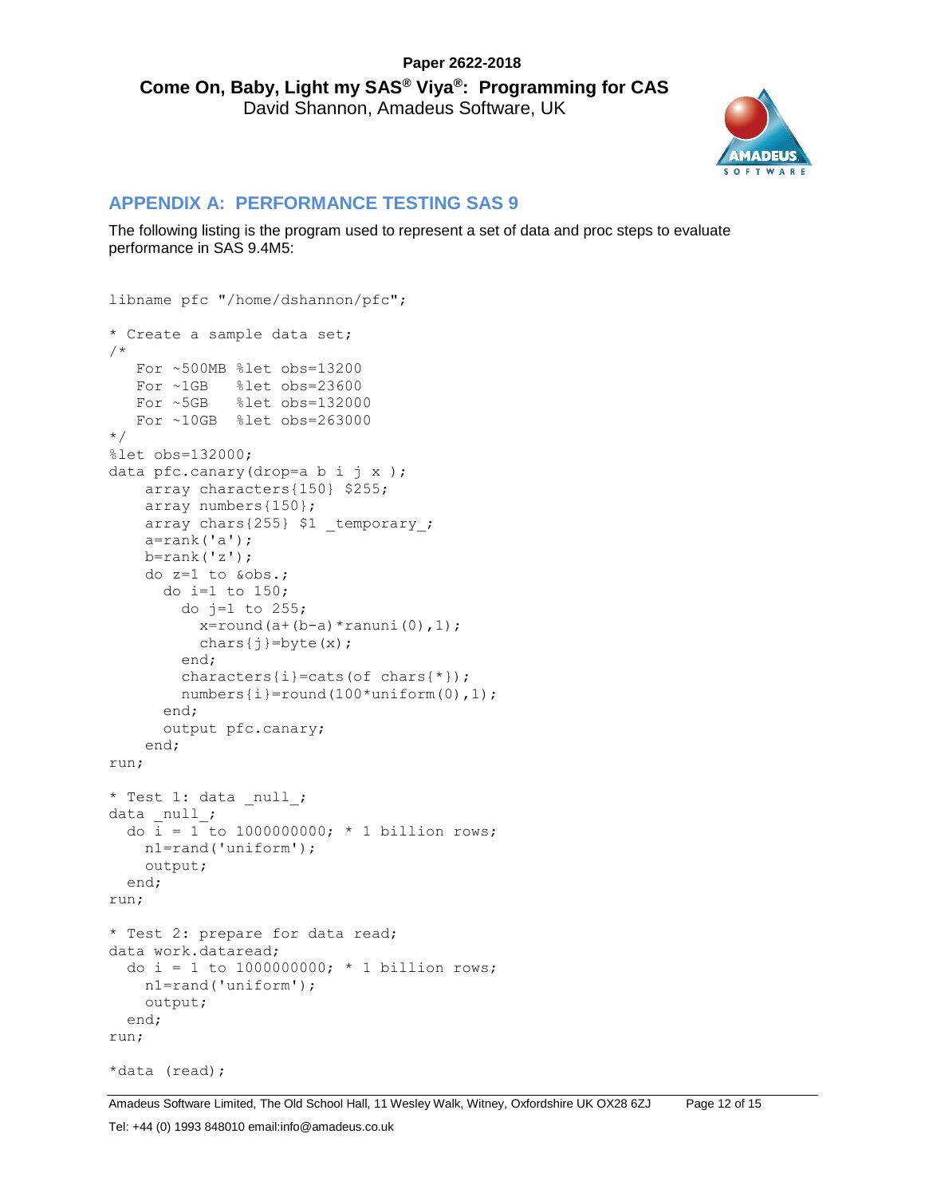## APPENDIX A: PERFORMANCE TESTING SAS 9

The following listing is the program used to represent a set of data and proc steps to evaluate performance in SAS 9.4M5:

```
libname pfc "/home/dshannon/pfc";

* Create a sample data set;
/*
   For ~500MB %let obs=13200
   For ~1GB   %let obs=23600
   For ~5GB   %let obs=132000
   For ~10GB  %let obs=263000
*/
%let obs=132000;
data pfc.canary(drop=a b i j x );
    array characters{150} $255;
    array numbers{150};
    array chars{255} $1 _temporary_;
    a=rank('a');
    b=rank('z');
    do z=1 to &obs.;
      do i=1 to 150;
        do j=1 to 255;
          x=round(a+(b-a)*ranuni(0),1);
          chars{j}=byte(x);
        end;
        characters{i}=cats(of chars{*});
        numbers{i}=round(100*uniform(0),1);
      end;
      output pfc.canary;
    end;
run;

* Test 1: data _null_;
data _null_;
  do i = 1 to 1000000000; * 1 billion rows;
    n1=rand('uniform');
    output;
  end;
run;

* Test 2: prepare for data read;
data work.dataread;
  do i = 1 to 1000000000; * 1 billion rows;
    n1=rand('uniform');
    output;
  end;
run;

*data (read);
```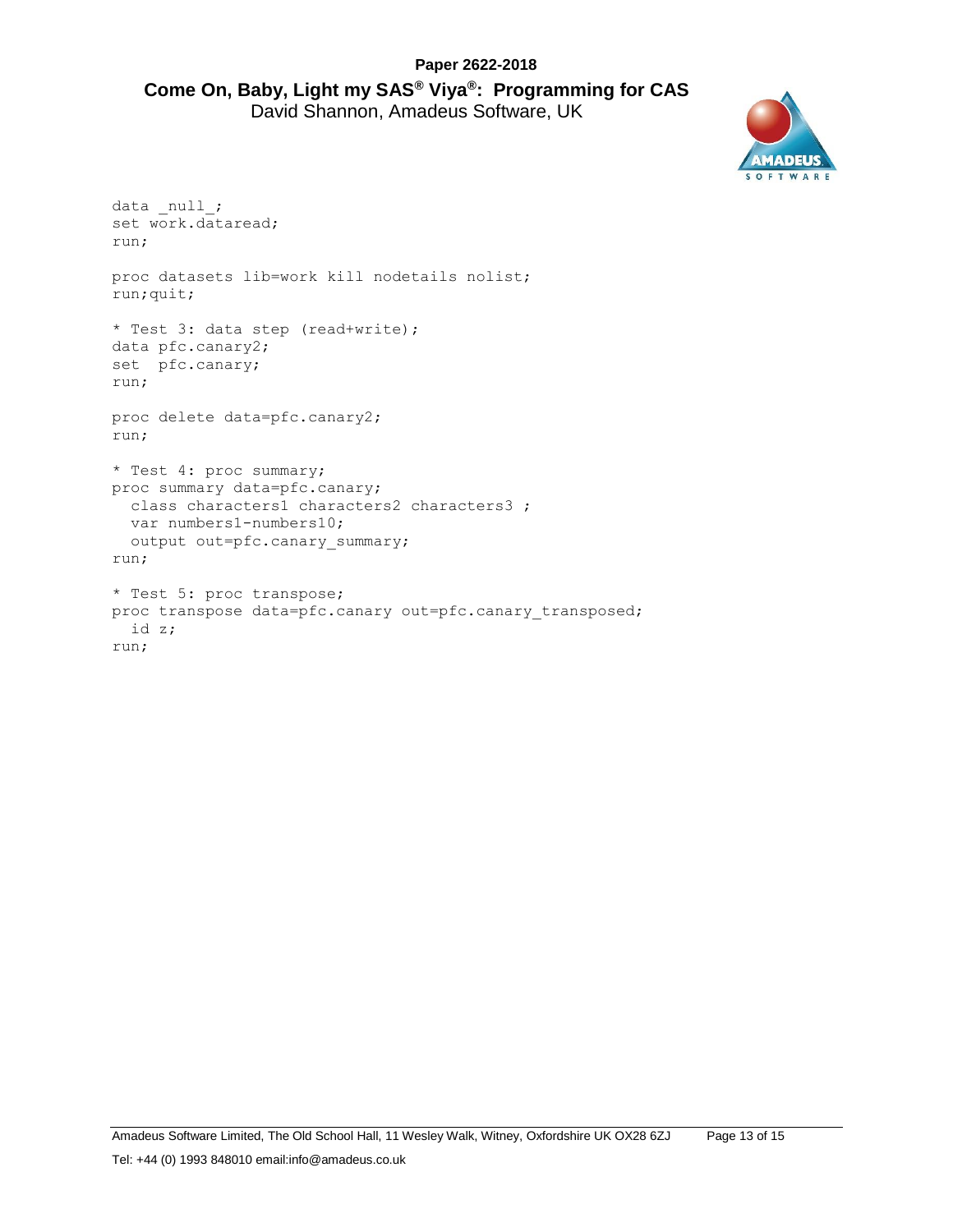```
data _null_;
set work.dataread;
run;

proc datasets lib=work kill nodetails nolist;
run;quit;

* Test 3: data step (read+write);
data pfc.canary2;
set  pfc.canary;
run;

proc delete data=pfc.canary2;
run;

* Test 4: proc summary;
proc summary data=pfc.canary;
  class characters1 characters2 characters3 ;
  var numbers1-numbers10;
  output out=pfc.canary_summary;
run;

* Test 5: proc transpose;
proc transpose data=pfc.canary out=pfc.canary_transposed;
  id z;
run;
```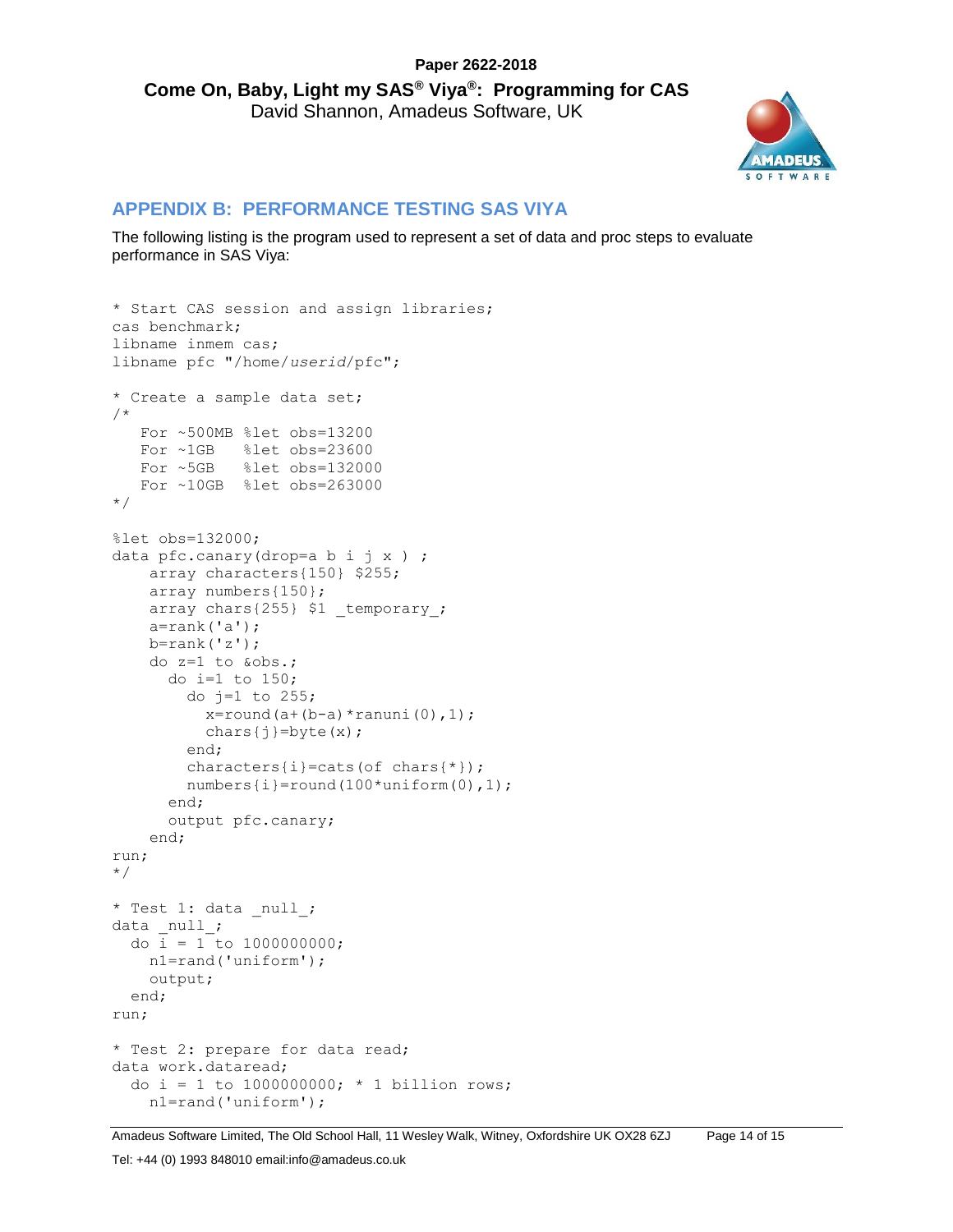## APPENDIX B: PERFORMANCE TESTING SAS VIYA

The following listing is the program used to represent a set of data and proc steps to evaluate performance in SAS Viya:

```
* Start CAS session and assign libraries;
cas benchmark;
libname inmem cas;
libname pfc "/home/userid/pfc";

* Create a sample data set;
/*
   For ~500MB %let obs=13200
   For ~1GB   %let obs=23600
   For ~5GB   %let obs=132000
   For ~10GB  %let obs=263000
*/

%let obs=132000;
data pfc.canary(drop=a b i j x ) ;
    array characters{150} $255;
    array numbers{150};
    array chars{255} $1 _temporary_;
    a=rank('a');
    b=rank('z');
    do z=1 to &obs.;
      do i=1 to 150;
        do j=1 to 255;
          x=round(a+(b-a)*ranuni(0),1);
          chars{j}=byte(x);
        end;
        characters{i}=cats(of chars{*});
        numbers{i}=round(100*uniform(0),1);
      end;
      output pfc.canary;
    end;
run;
*/

* Test 1: data _null_;
data _null_;
  do i = 1 to 1000000000;
    n1=rand('uniform');
    output;
  end;
run;

* Test 2: prepare for data read;
data work.dataread;
  do i = 1 to 1000000000; * 1 billion rows;
    n1=rand('uniform');
```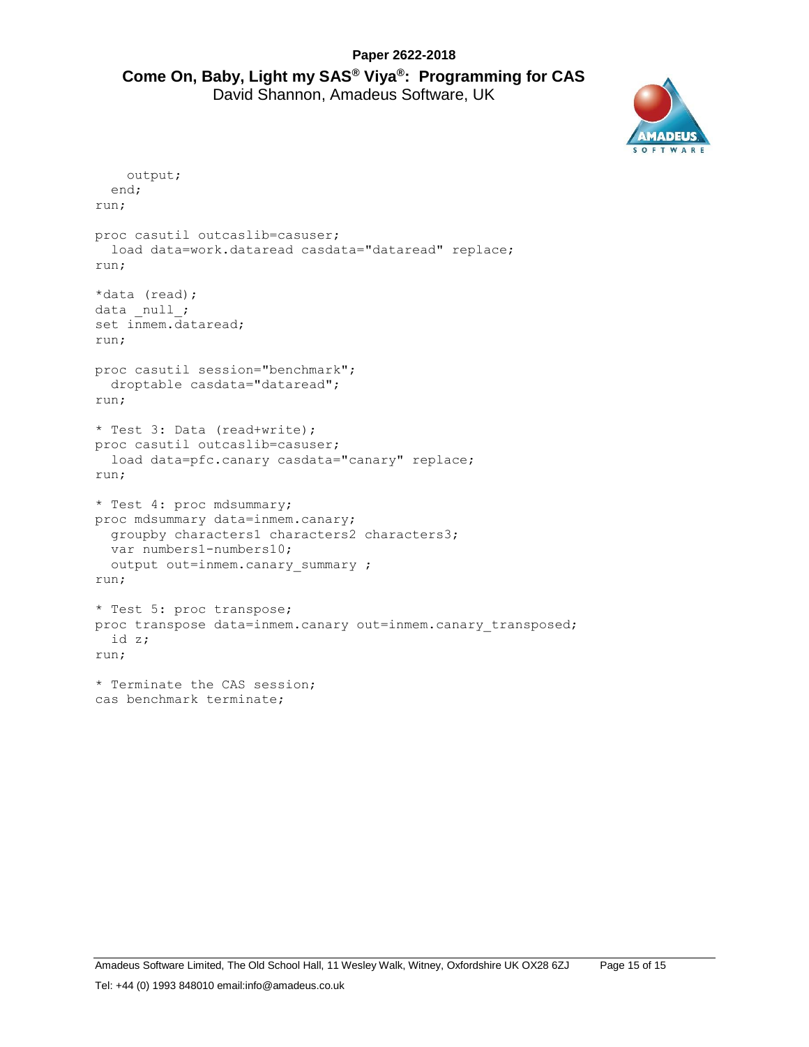```
    output;
  end;
run;

proc casutil outcaslib=casuser;
  load data=work.dataread casdata="dataread" replace;
run;

*data (read);
data _null_;
set inmem.dataread;
run;

proc casutil session="benchmark";
  droptable casdata="dataread";
run;

* Test 3: Data (read+write);
proc casutil outcaslib=casuser;
  load data=pfc.canary casdata="canary" replace;
run;

* Test 4: proc mdsummary;
proc mdsummary data=inmem.canary;
  groupby characters1 characters2 characters3;
  var numbers1-numbers10;
  output out=inmem.canary_summary ;
run;

* Test 5: proc transpose;
proc transpose data=inmem.canary out=inmem.canary_transposed;
  id z;
run;

* Terminate the CAS session;
cas benchmark terminate;
```